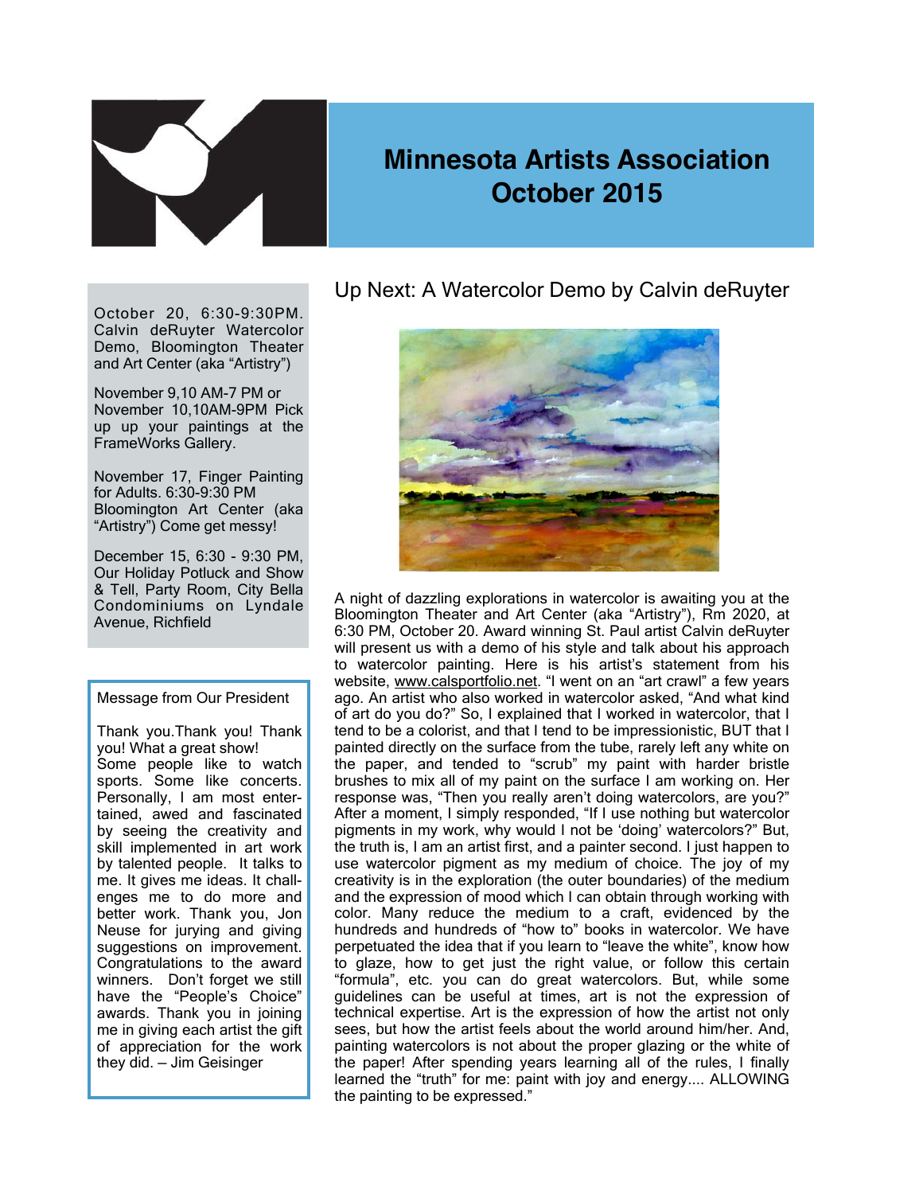# Minnesota Artists Association
# October 2015

October 20, 6:30-9:30PM. Calvin deRuyter Watercolor Demo, Bloomington Theater and Art Center (aka "Artistry")

November 9,10 AM-7 PM or November 10,10AM-9PM Pick up up your paintings at the FrameWorks Gallery.

November 17, Finger Painting for Adults. 6:30-9:30 PM Bloomington Art Center (aka "Artistry") Come get messy!

December 15, 6:30 - 9:30 PM, Our Holiday Potluck and Show & Tell, Party Room, City Bella Condominiums on Lyndale Avenue, Richfield

### Message from Our President

Thank you.Thank you! Thank you! What a great show! Some people like to watch sports. Some like concerts. Personally, I am most entertained, awed and fascinated by seeing the creativity and skill implemented in art work by talented people. It talks to me. It gives me ideas. It challenges me to do more and better work. Thank you, Jon Neuse for jurying and giving suggestions on improvement. Congratulations to the award winners. Don't forget we still have the "People's Choice" awards. Thank you in joining me in giving each artist the gift of appreciation for the work they did. – Jim Geisinger

## Up Next: A Watercolor Demo by Calvin deRuyter

A night of dazzling explorations in watercolor is awaiting you at the Bloomington Theater and Art Center (aka "Artistry"), Rm 2020, at 6:30 PM, October 20. Award winning St. Paul artist Calvin deRuyter will present us with a demo of his style and talk about his approach to watercolor painting. Here is his artist's statement from his website, www.calsportfolio.net. "I went on an "art crawl" a few years ago. An artist who also worked in watercolor asked, "And what kind of art do you do?" So, I explained that I worked in watercolor, that I tend to be a colorist, and that I tend to be impressionistic, BUT that I painted directly on the surface from the tube, rarely left any white on the paper, and tended to "scrub" my paint with harder bristle brushes to mix all of my paint on the surface I am working on. Her response was, "Then you really aren't doing watercolors, are you?" After a moment, I simply responded, "If I use nothing but watercolor pigments in my work, why would I not be 'doing' watercolors?" But, the truth is, I am an artist first, and a painter second. I just happen to use watercolor pigment as my medium of choice. The joy of my creativity is in the exploration (the outer boundaries) of the medium and the expression of mood which I can obtain through working with color. Many reduce the medium to a craft, evidenced by the hundreds and hundreds of "how to" books in watercolor. We have perpetuated the idea that if you learn to "leave the white", know how to glaze, how to get just the right value, or follow this certain "formula", etc. you can do great watercolors. But, while some guidelines can be useful at times, art is not the expression of technical expertise. Art is the expression of how the artist not only sees, but how the artist feels about the world around him/her. And, painting watercolors is not about the proper glazing or the white of the paper! After spending years learning all of the rules, I finally learned the "truth" for me: paint with joy and energy.... ALLOWING the painting to be expressed."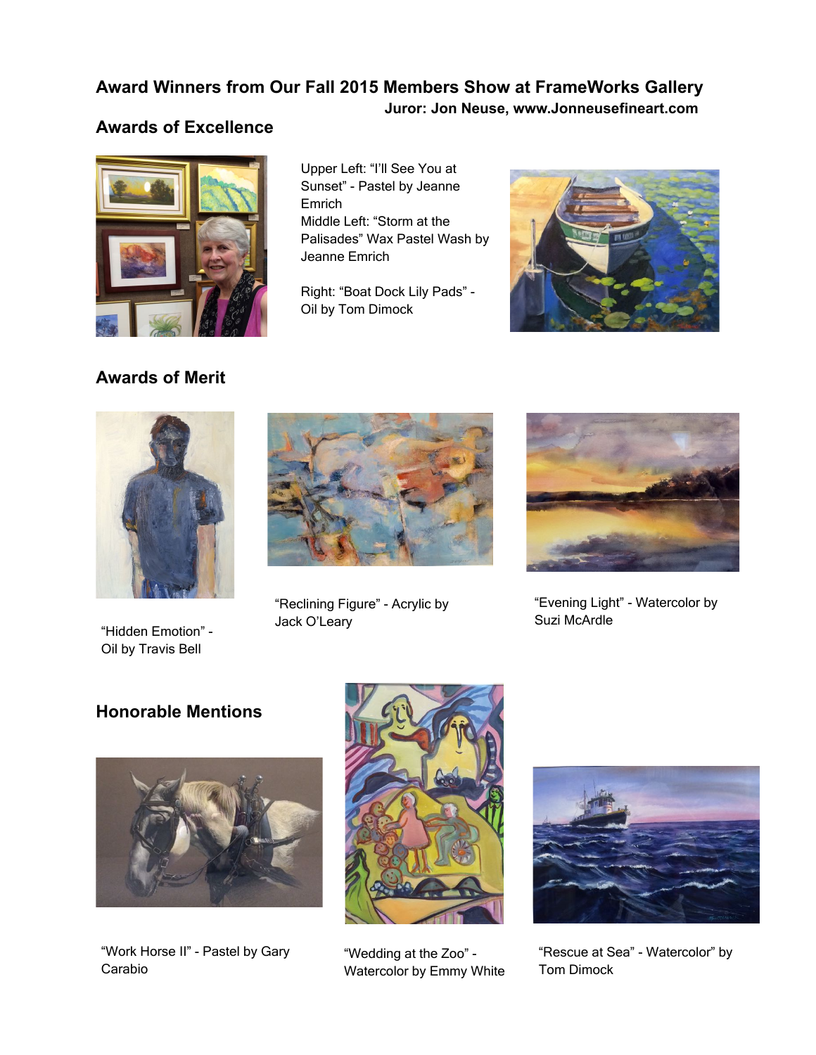## Award Winners from Our Fall 2015 Members Show at FrameWorks Gallery

**Juror: Jon Neuse, www.Jonneusefineart.com**

### Awards of Excellence

Upper Left: “I’ll See You at Sunset” - Pastel by Jeanne Emrich
Middle Left: “Storm at the Palisades” Wax Pastel Wash by Jeanne Emrich

Right: “Boat Dock Lily Pads” - Oil by Tom Dimock

### Awards of Merit

“Hidden Emotion” - Oil by Travis Bell

“Reclining Figure” - Acrylic by Jack O’Leary

“Evening Light” - Watercolor by Suzi McArdle

### Honorable Mentions

“Work Horse II” - Pastel by Gary Carabio

“Wedding at the Zoo” - Watercolor by Emmy White

“Rescue at Sea” - Watercolor” by Tom Dimock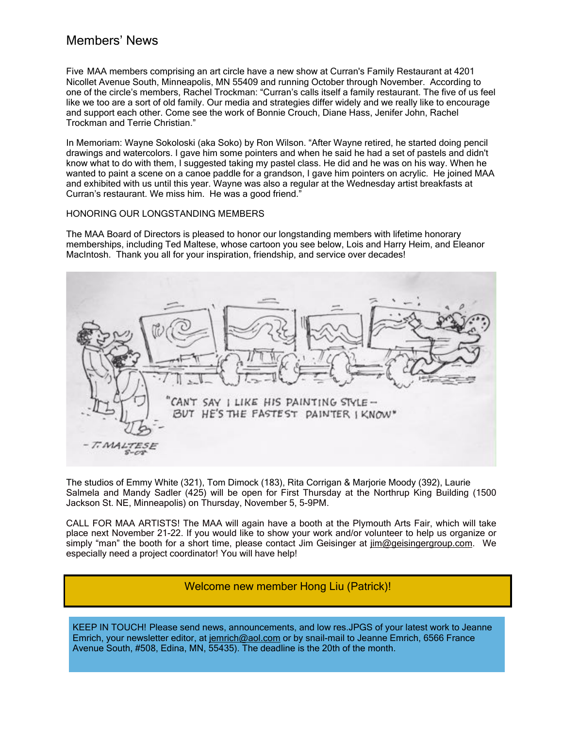## Members' News

Five MAA members comprising an art circle have a new show at Curran's Family Restaurant at 4201 Nicollet Avenue South, Minneapolis, MN 55409 and running October through November. According to one of the circle's members, Rachel Trockman: "Curran's calls itself a family restaurant. The five of us feel like we too are a sort of old family. Our media and strategies differ widely and we really like to encourage and support each other. Come see the work of Bonnie Crouch, Diane Hass, Jenifer John, Rachel Trockman and Terrie Christian."

In Memoriam: Wayne Sokoloski (aka Soko) by Ron Wilson. "After Wayne retired, he started doing pencil drawings and watercolors. I gave him some pointers and when he said he had a set of pastels and didn't know what to do with them, I suggested taking my pastel class. He did and he was on his way. When he wanted to paint a scene on a canoe paddle for a grandson, I gave him pointers on acrylic. He joined MAA and exhibited with us until this year. Wayne was also a regular at the Wednesday artist breakfasts at Curran's restaurant. We miss him. He was a good friend."

HONORING OUR LONGSTANDING MEMBERS

The MAA Board of Directors is pleased to honor our longstanding members with lifetime honorary memberships, including Ted Maltese, whose cartoon you see below, Lois and Harry Heim, and Eleanor MacIntosh. Thank you all for your inspiration, friendship, and service over decades!

"CAN'T SAY I LIKE HIS PAINTING STYLE – BUT HE'S THE FASTEST PAINTER I KNOW"

– T. MALTESE

The studios of Emmy White (321), Tom Dimock (183), Rita Corrigan & Marjorie Moody (392), Laurie Salmela and Mandy Sadler (425) will be open for First Thursday at the Northrup King Building (1500 Jackson St. NE, Minneapolis) on Thursday, November 5, 5-9PM.

CALL FOR MAA ARTISTS! The MAA will again have a booth at the Plymouth Arts Fair, which will take place next November 21-22. If you would like to show your work and/or volunteer to help us organize or simply "man" the booth for a short time, please contact Jim Geisinger at jim@geisingergroup.com. We especially need a project coordinator! You will have help!

Welcome new member Hong Liu (Patrick)!

KEEP IN TOUCH! Please send news, announcements, and low res.JPGS of your latest work to Jeanne Emrich, your newsletter editor, at jemrich@aol.com or by snail-mail to Jeanne Emrich, 6566 France Avenue South, #508, Edina, MN, 55435). The deadline is the 20th of the month.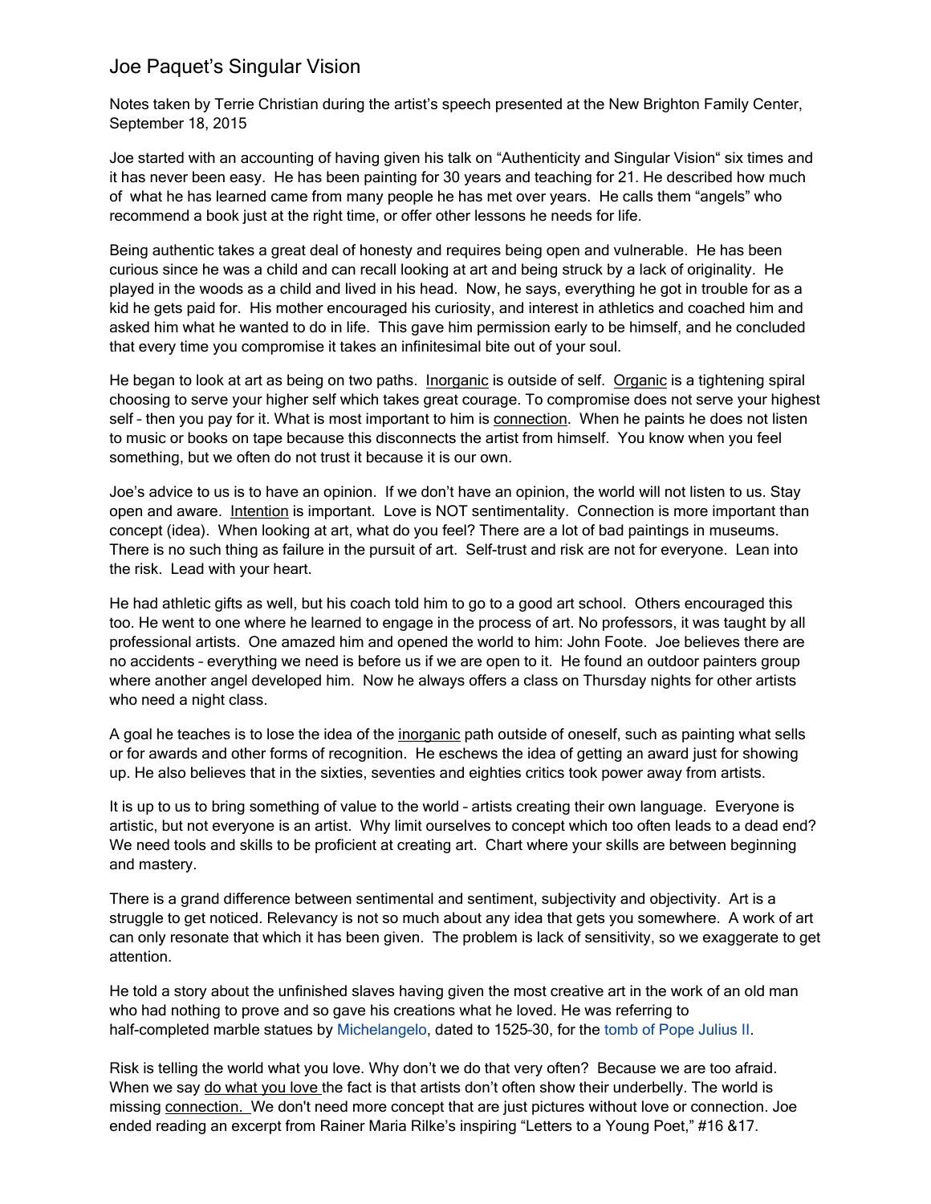# Joe Paquet's Singular Vision

Notes taken by Terrie Christian during the artist's speech presented at the New Brighton Family Center, September 18, 2015

Joe started with an accounting of having given his talk on "Authenticity and Singular Vision" six times and it has never been easy. He has been painting for 30 years and teaching for 21. He described how much of what he has learned came from many people he has met over years. He calls them "angels" who recommend a book just at the right time, or offer other lessons he needs for life.

Being authentic takes a great deal of honesty and requires being open and vulnerable. He has been curious since he was a child and can recall looking at art and being struck by a lack of originality. He played in the woods as a child and lived in his head. Now, he says, everything he got in trouble for as a kid he gets paid for. His mother encouraged his curiosity, and interest in athletics and coached him and asked him what he wanted to do in life. This gave him permission early to be himself, and he concluded that every time you compromise it takes an infinitesimal bite out of your soul.

He began to look at art as being on two paths. <u>Inorganic</u> is outside of self. <u>Organic</u> is a tightening spiral choosing to serve your higher self which takes great courage. To compromise does not serve your highest self – then you pay for it. What is most important to him is <u>connection</u>. When he paints he does not listen to music or books on tape because this disconnects the artist from himself. You know when you feel something, but we often do not trust it because it is our own.

Joe's advice to us is to have an opinion. If we don't have an opinion, the world will not listen to us. Stay open and aware. <u>Intention</u> is important. Love is NOT sentimentality. Connection is more important than concept (idea). When looking at art, what do you feel? There are a lot of bad paintings in museums. There is no such thing as failure in the pursuit of art. Self-trust and risk are not for everyone. Lean into the risk. Lead with your heart.

He had athletic gifts as well, but his coach told him to go to a good art school. Others encouraged this too. He went to one where he learned to engage in the process of art. No professors, it was taught by all professional artists. One amazed him and opened the world to him: John Foote. Joe believes there are no accidents – everything we need is before us if we are open to it. He found an outdoor painters group where another angel developed him. Now he always offers a class on Thursday nights for other artists who need a night class.

A goal he teaches is to lose the idea of the <u>inorganic</u> path outside of oneself, such as painting what sells or for awards and other forms of recognition. He eschews the idea of getting an award just for showing up. He also believes that in the sixties, seventies and eighties critics took power away from artists.

It is up to us to bring something of value to the world – artists creating their own language. Everyone is artistic, but not everyone is an artist. Why limit ourselves to concept which too often leads to a dead end? We need tools and skills to be proficient at creating art. Chart where your skills are between beginning and mastery.

There is a grand difference between sentimental and sentiment, subjectivity and objectivity. Art is a struggle to get noticed. Relevancy is not so much about any idea that gets you somewhere. A work of art can only resonate that which it has been given. The problem is lack of sensitivity, so we exaggerate to get attention.

He told a story about the unfinished slaves having given the most creative art in the work of an old man who had nothing to prove and so gave his creations what he loved. He was referring to half-completed marble statues by Michelangelo, dated to 1525-30, for the tomb of Pope Julius II.

Risk is telling the world what you love. Why don't we do that very often? Because we are too afraid. When we say <u>do what you love</u> the fact is that artists don't often show their underbelly. The world is missing <u>connection.</u> We don't need more concept that are just pictures without love or connection. Joe ended reading an excerpt from Rainer Maria Rilke's inspiring "Letters to a Young Poet," #16 &17.